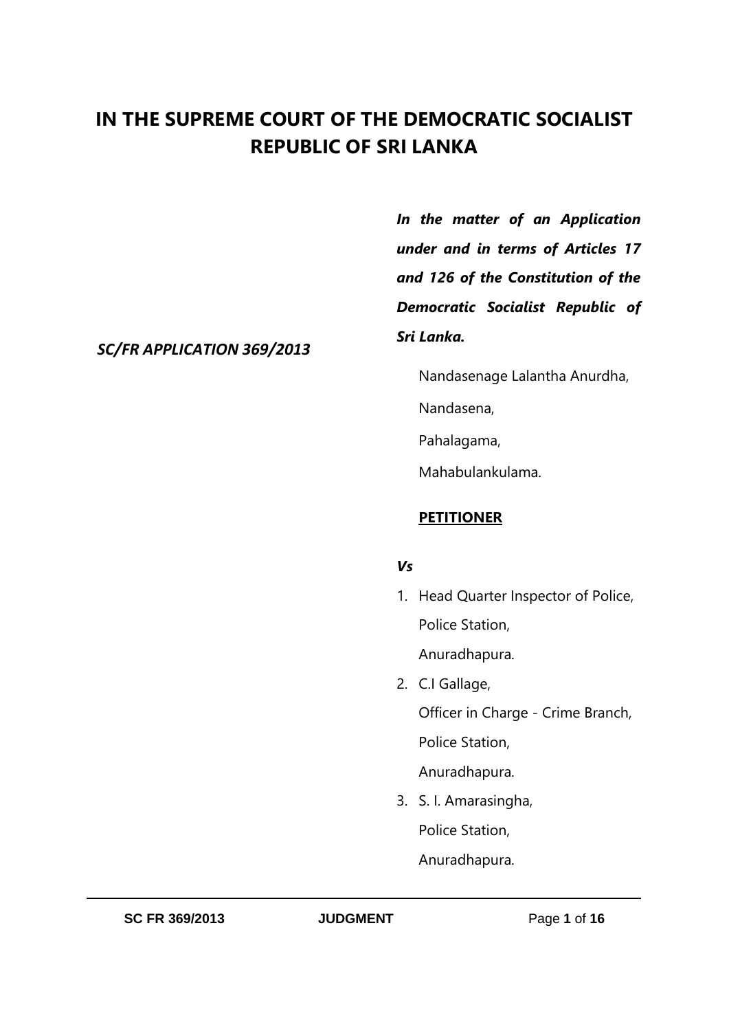# IN THE SUPREME COURT OF THE DEMOCRATIC SOCIALIST REPUBLIC OF SRI LANKA

***In the matter of an Application under and in terms of Articles 17 and 126 of the Constitution of the Democratic Socialist Republic of Sri Lanka.***

***SC/FR APPLICATION 369/2013***

Nandasenage Lalantha Anurdha,

Nandasena,

Pahalagama,

Mahabulankulama.

**PETITIONER**

***Vs***

1. Head Quarter Inspector of Police,

   Police Station,

   Anuradhapura.

2. C.I Gallage,

   Officer in Charge - Crime Branch,

   Police Station,

   Anuradhapura.

3. S. I. Amarasingha,

   Police Station,

   Anuradhapura.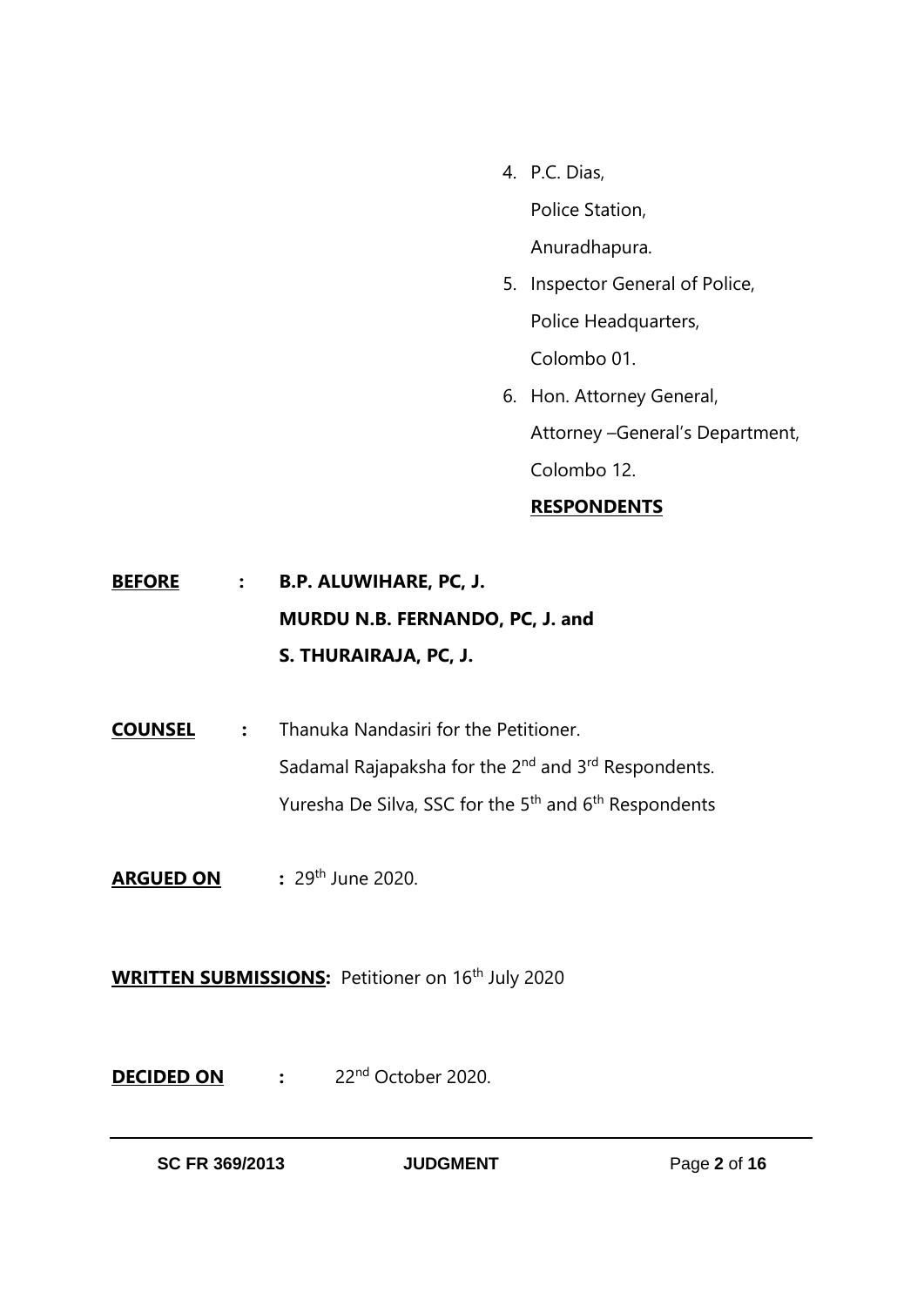4. P.C. Dias,

   Police Station,

   Anuradhapura.

5. Inspector General of Police,

   Police Headquarters,

   Colombo 01.

6. Hon. Attorney General,

   Attorney –General's Department,

   Colombo 12.

   **RESPONDENTS**

**BEFORE** : **B.P. ALUWIHARE, PC, J.**
**MURDU N.B. FERNANDO, PC, J. and**
**S. THURAIRAJA, PC, J.**

**COUNSEL** : Thanuka Nandasiri for the Petitioner.
Sadamal Rajapaksha for the 2nd and 3rd Respondents.
Yuresha De Silva, SSC for the 5th and 6th Respondents

**ARGUED ON** : 29th June 2020.

**WRITTEN SUBMISSIONS:** Petitioner on 16th July 2020

**DECIDED ON** : 22nd October 2020.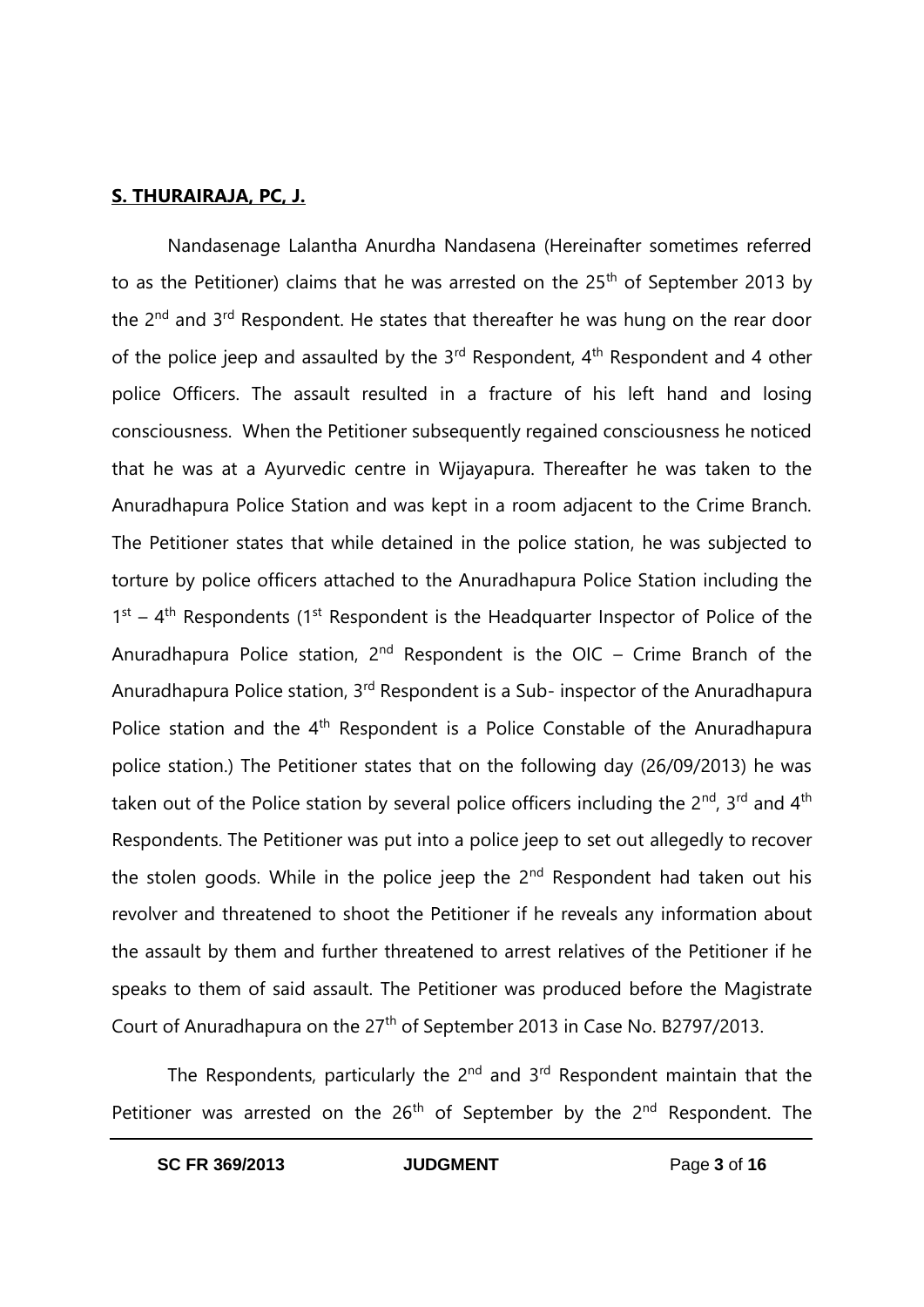**S. THURAIRAJA, PC, J.**

Nandasenage Lalantha Anurdha Nandasena (Hereinafter sometimes referred to as the Petitioner) claims that he was arrested on the 25th of September 2013 by the 2nd and 3rd Respondent. He states that thereafter he was hung on the rear door of the police jeep and assaulted by the 3rd Respondent, 4th Respondent and 4 other police Officers. The assault resulted in a fracture of his left hand and losing consciousness. When the Petitioner subsequently regained consciousness he noticed that he was at a Ayurvedic centre in Wijayapura. Thereafter he was taken to the Anuradhapura Police Station and was kept in a room adjacent to the Crime Branch. The Petitioner states that while detained in the police station, he was subjected to torture by police officers attached to the Anuradhapura Police Station including the 1st – 4th Respondents (1st Respondent is the Headquarter Inspector of Police of the Anuradhapura Police station, 2nd Respondent is the OIC – Crime Branch of the Anuradhapura Police station, 3rd Respondent is a Sub- inspector of the Anuradhapura Police station and the 4th Respondent is a Police Constable of the Anuradhapura police station.) The Petitioner states that on the following day (26/09/2013) he was taken out of the Police station by several police officers including the 2nd, 3rd and 4th Respondents. The Petitioner was put into a police jeep to set out allegedly to recover the stolen goods. While in the police jeep the 2nd Respondent had taken out his revolver and threatened to shoot the Petitioner if he reveals any information about the assault by them and further threatened to arrest relatives of the Petitioner if he speaks to them of said assault. The Petitioner was produced before the Magistrate Court of Anuradhapura on the 27th of September 2013 in Case No. B2797/2013.

The Respondents, particularly the 2nd and 3rd Respondent maintain that the Petitioner was arrested on the 26th of September by the 2nd Respondent. The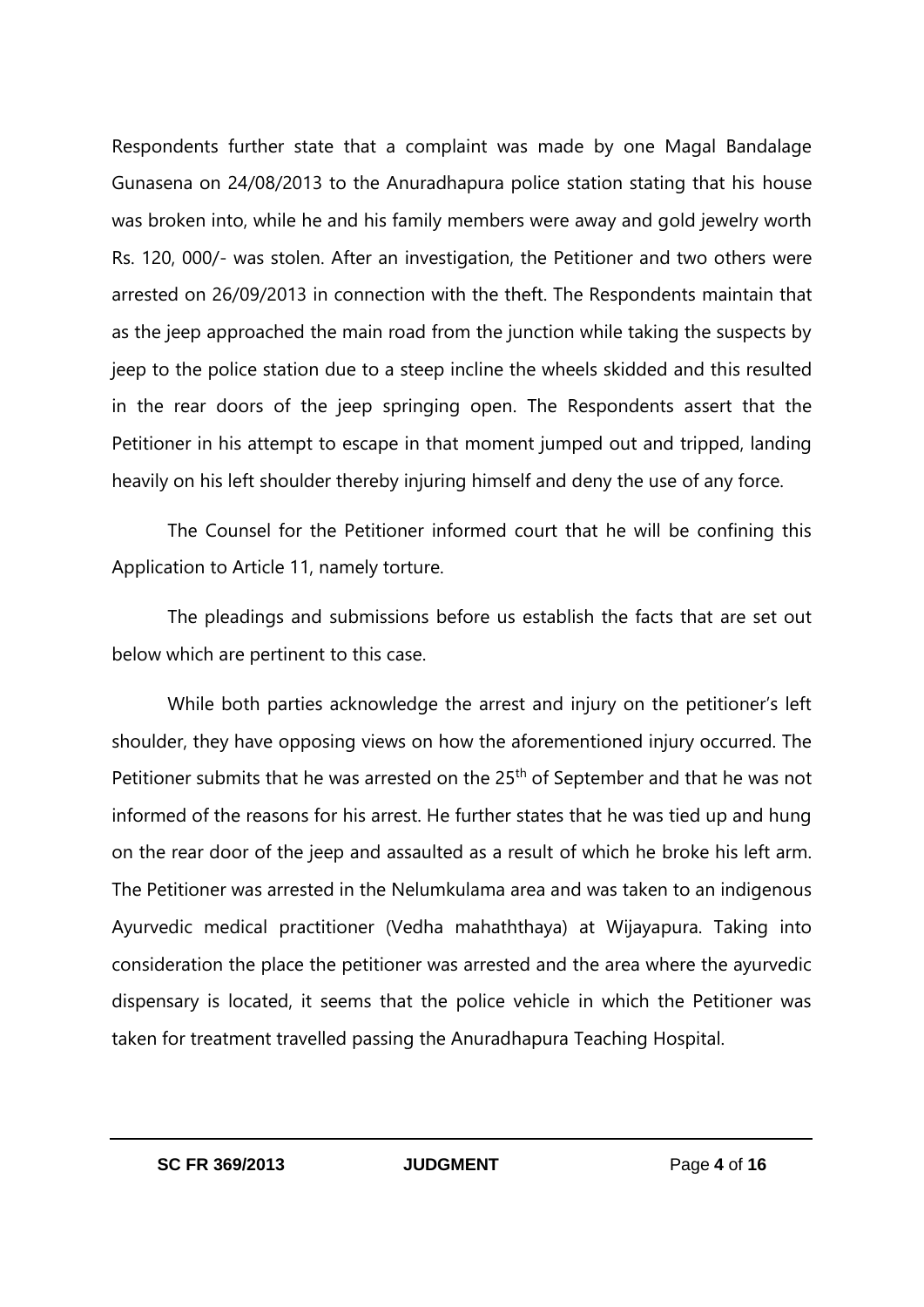Respondents further state that a complaint was made by one Magal Bandalage Gunasena on 24/08/2013 to the Anuradhapura police station stating that his house was broken into, while he and his family members were away and gold jewelry worth Rs. 120, 000/- was stolen. After an investigation, the Petitioner and two others were arrested on 26/09/2013 in connection with the theft. The Respondents maintain that as the jeep approached the main road from the junction while taking the suspects by jeep to the police station due to a steep incline the wheels skidded and this resulted in the rear doors of the jeep springing open. The Respondents assert that the Petitioner in his attempt to escape in that moment jumped out and tripped, landing heavily on his left shoulder thereby injuring himself and deny the use of any force.

The Counsel for the Petitioner informed court that he will be confining this Application to Article 11, namely torture.

The pleadings and submissions before us establish the facts that are set out below which are pertinent to this case.

While both parties acknowledge the arrest and injury on the petitioner's left shoulder, they have opposing views on how the aforementioned injury occurred. The Petitioner submits that he was arrested on the 25th of September and that he was not informed of the reasons for his arrest. He further states that he was tied up and hung on the rear door of the jeep and assaulted as a result of which he broke his left arm. The Petitioner was arrested in the Nelumkulama area and was taken to an indigenous Ayurvedic medical practitioner (Vedha mahaththaya) at Wijayapura. Taking into consideration the place the petitioner was arrested and the area where the ayurvedic dispensary is located, it seems that the police vehicle in which the Petitioner was taken for treatment travelled passing the Anuradhapura Teaching Hospital.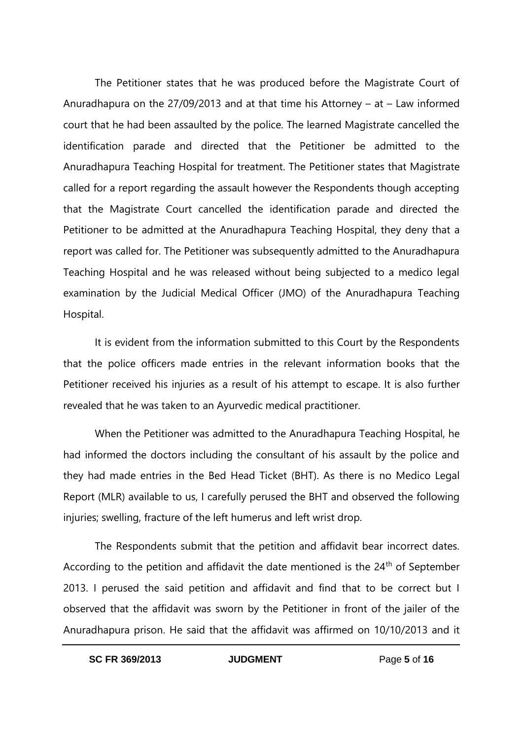The Petitioner states that he was produced before the Magistrate Court of Anuradhapura on the 27/09/2013 and at that time his Attorney – at – Law informed court that he had been assaulted by the police. The learned Magistrate cancelled the identification parade and directed that the Petitioner be admitted to the Anuradhapura Teaching Hospital for treatment. The Petitioner states that Magistrate called for a report regarding the assault however the Respondents though accepting that the Magistrate Court cancelled the identification parade and directed the Petitioner to be admitted at the Anuradhapura Teaching Hospital, they deny that a report was called for. The Petitioner was subsequently admitted to the Anuradhapura Teaching Hospital and he was released without being subjected to a medico legal examination by the Judicial Medical Officer (JMO) of the Anuradhapura Teaching Hospital.

It is evident from the information submitted to this Court by the Respondents that the police officers made entries in the relevant information books that the Petitioner received his injuries as a result of his attempt to escape. It is also further revealed that he was taken to an Ayurvedic medical practitioner.

When the Petitioner was admitted to the Anuradhapura Teaching Hospital, he had informed the doctors including the consultant of his assault by the police and they had made entries in the Bed Head Ticket (BHT). As there is no Medico Legal Report (MLR) available to us, I carefully perused the BHT and observed the following injuries; swelling, fracture of the left humerus and left wrist drop.

The Respondents submit that the petition and affidavit bear incorrect dates. According to the petition and affidavit the date mentioned is the 24th of September 2013. I perused the said petition and affidavit and find that to be correct but I observed that the affidavit was sworn by the Petitioner in front of the jailer of the Anuradhapura prison. He said that the affidavit was affirmed on 10/10/2013 and it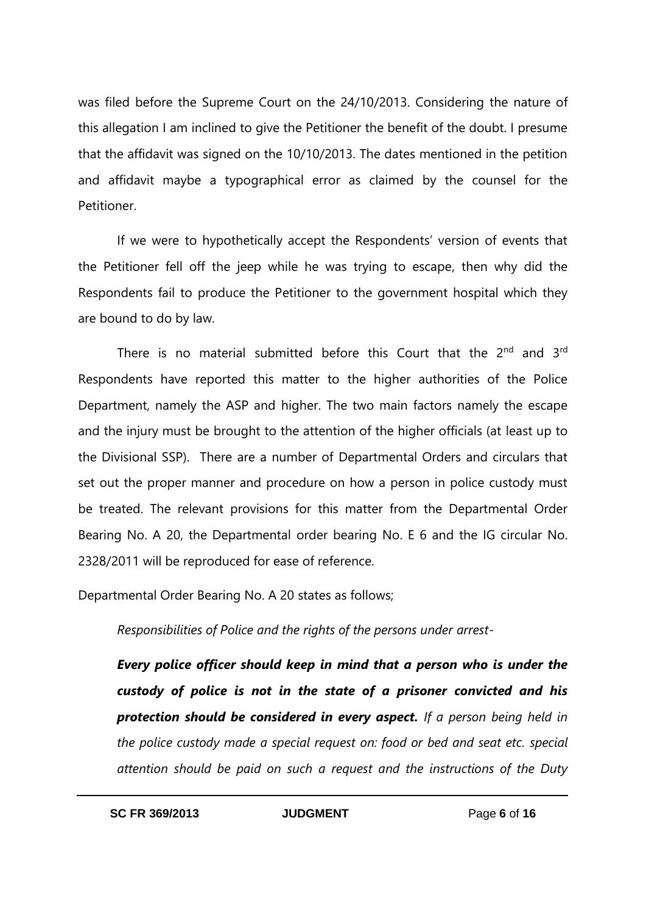was filed before the Supreme Court on the 24/10/2013. Considering the nature of this allegation I am inclined to give the Petitioner the benefit of the doubt. I presume that the affidavit was signed on the 10/10/2013. The dates mentioned in the petition and affidavit maybe a typographical error as claimed by the counsel for the Petitioner.

If we were to hypothetically accept the Respondents' version of events that the Petitioner fell off the jeep while he was trying to escape, then why did the Respondents fail to produce the Petitioner to the government hospital which they are bound to do by law.

There is no material submitted before this Court that the 2nd and 3rd Respondents have reported this matter to the higher authorities of the Police Department, namely the ASP and higher. The two main factors namely the escape and the injury must be brought to the attention of the higher officials (at least up to the Divisional SSP). There are a number of Departmental Orders and circulars that set out the proper manner and procedure on how a person in police custody must be treated. The relevant provisions for this matter from the Departmental Order Bearing No. A 20, the Departmental order bearing No. E 6 and the IG circular No. 2328/2011 will be reproduced for ease of reference.

Departmental Order Bearing No. A 20 states as follows;

> *Responsibilities of Police and the rights of the persons under arrest-*
>
> ***Every police officer should keep in mind that a person who is under the custody of police is not in the state of a prisoner convicted and his protection should be considered in every aspect.*** *If a person being held in the police custody made a special request on: food or bed and seat etc. special attention should be paid on such a request and the instructions of the Duty*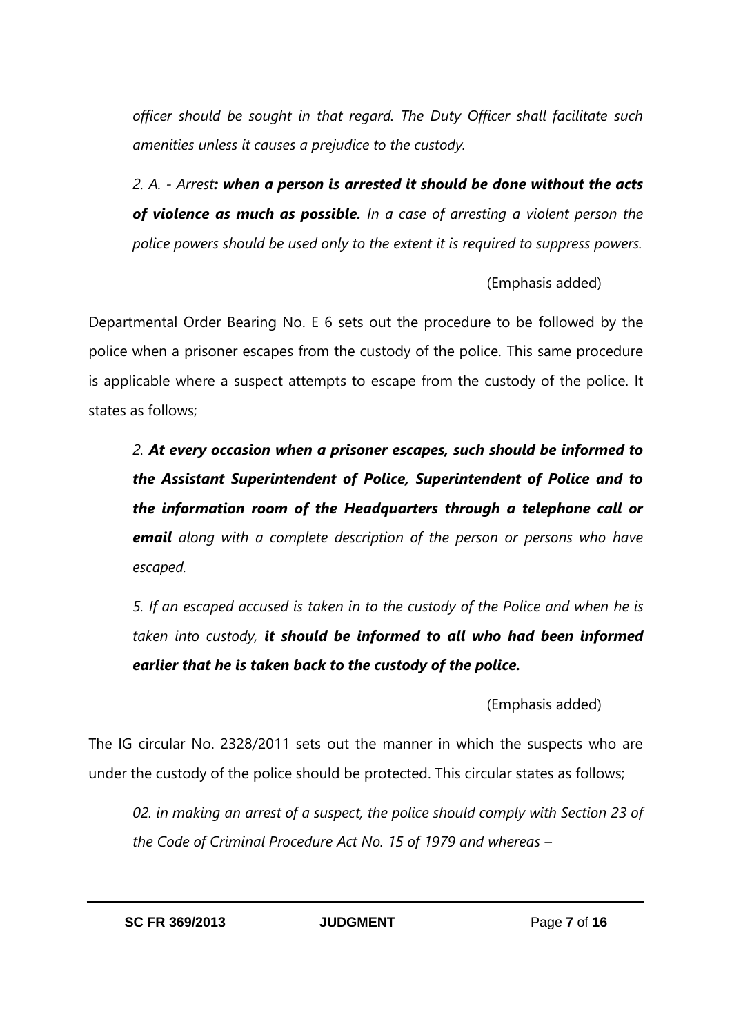*officer should be sought in that regard. The Duty Officer shall facilitate such amenities unless it causes a prejudice to the custody.*

*2. A. - Arrest**: when a person is arrested it should be done without the acts of violence as much as possible.** In a case of arresting a violent person the police powers should be used only to the extent it is required to suppress powers.*

(Emphasis added)

Departmental Order Bearing No. E 6 sets out the procedure to be followed by the police when a prisoner escapes from the custody of the police. This same procedure is applicable where a suspect attempts to escape from the custody of the police. It states as follows;

*2. **At every occasion when a prisoner escapes, such should be informed to the Assistant Superintendent of Police, Superintendent of Police and to the information room of the Headquarters through a telephone call or email** along with a complete description of the person or persons who have escaped.*

*5. If an escaped accused is taken in to the custody of the Police and when he is taken into custody, **it should be informed to all who had been informed earlier that he is taken back to the custody of the police.***

(Emphasis added)

The IG circular No. 2328/2011 sets out the manner in which the suspects who are under the custody of the police should be protected. This circular states as follows;

*02. in making an arrest of a suspect, the police should comply with Section 23 of the Code of Criminal Procedure Act No. 15 of 1979 and whereas –*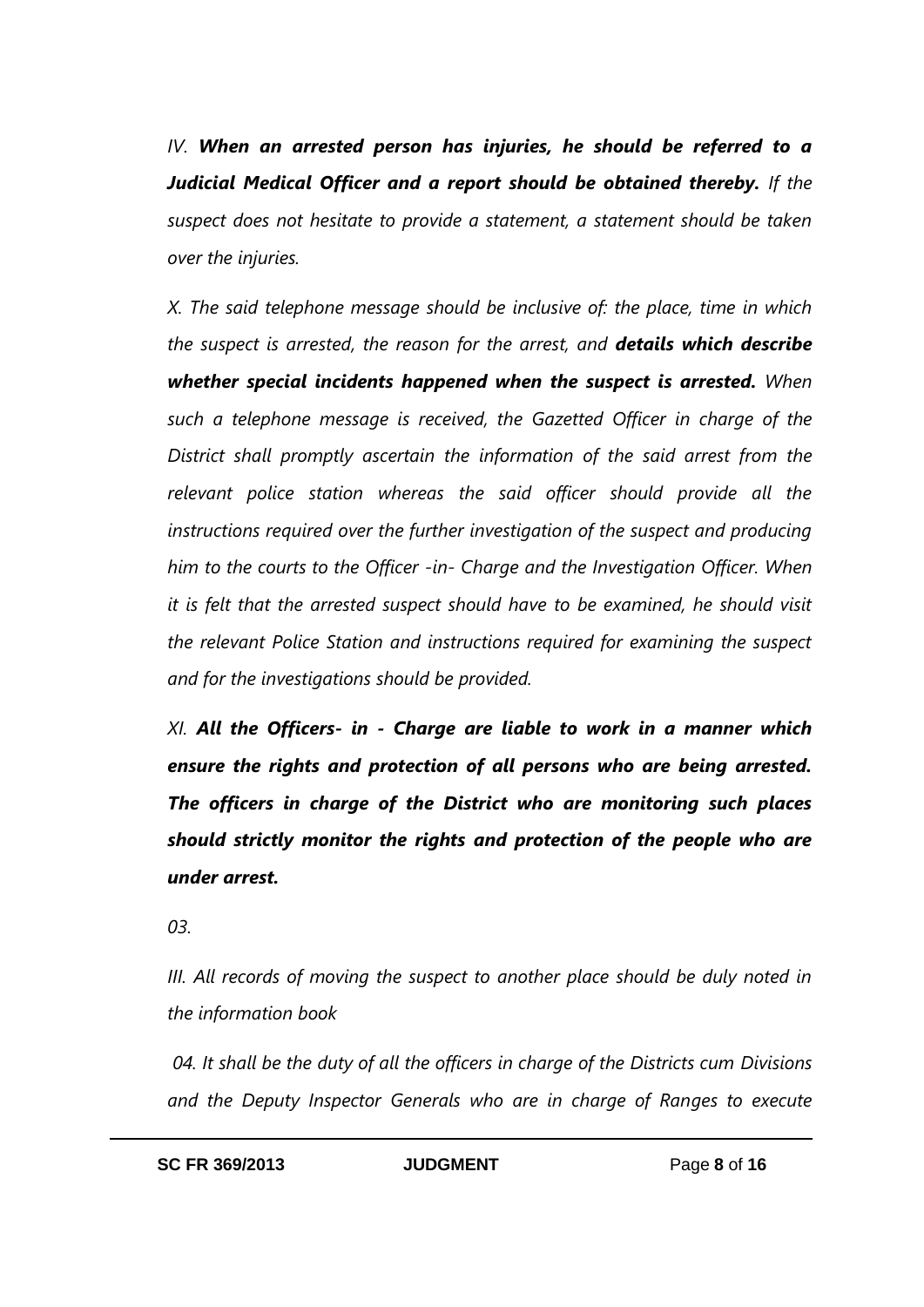*IV. **When an arrested person has injuries, he should be referred to a Judicial Medical Officer and a report should be obtained thereby.** If the suspect does not hesitate to provide a statement, a statement should be taken over the injuries.*

*X. The said telephone message should be inclusive of: the place, time in which the suspect is arrested, the reason for the arrest, and **details which describe whether special incidents happened when the suspect is arrested.** When such a telephone message is received, the Gazetted Officer in charge of the District shall promptly ascertain the information of the said arrest from the relevant police station whereas the said officer should provide all the instructions required over the further investigation of the suspect and producing him to the courts to the Officer -in- Charge and the Investigation Officer. When it is felt that the arrested suspect should have to be examined, he should visit the relevant Police Station and instructions required for examining the suspect and for the investigations should be provided.*

*XI. **All the Officers- in - Charge are liable to work in a manner which ensure the rights and protection of all persons who are being arrested. The officers in charge of the District who are monitoring such places should strictly monitor the rights and protection of the people who are under arrest.***

*03.*

*III. All records of moving the suspect to another place should be duly noted in the information book*

*04. It shall be the duty of all the officers in charge of the Districts cum Divisions and the Deputy Inspector Generals who are in charge of Ranges to execute*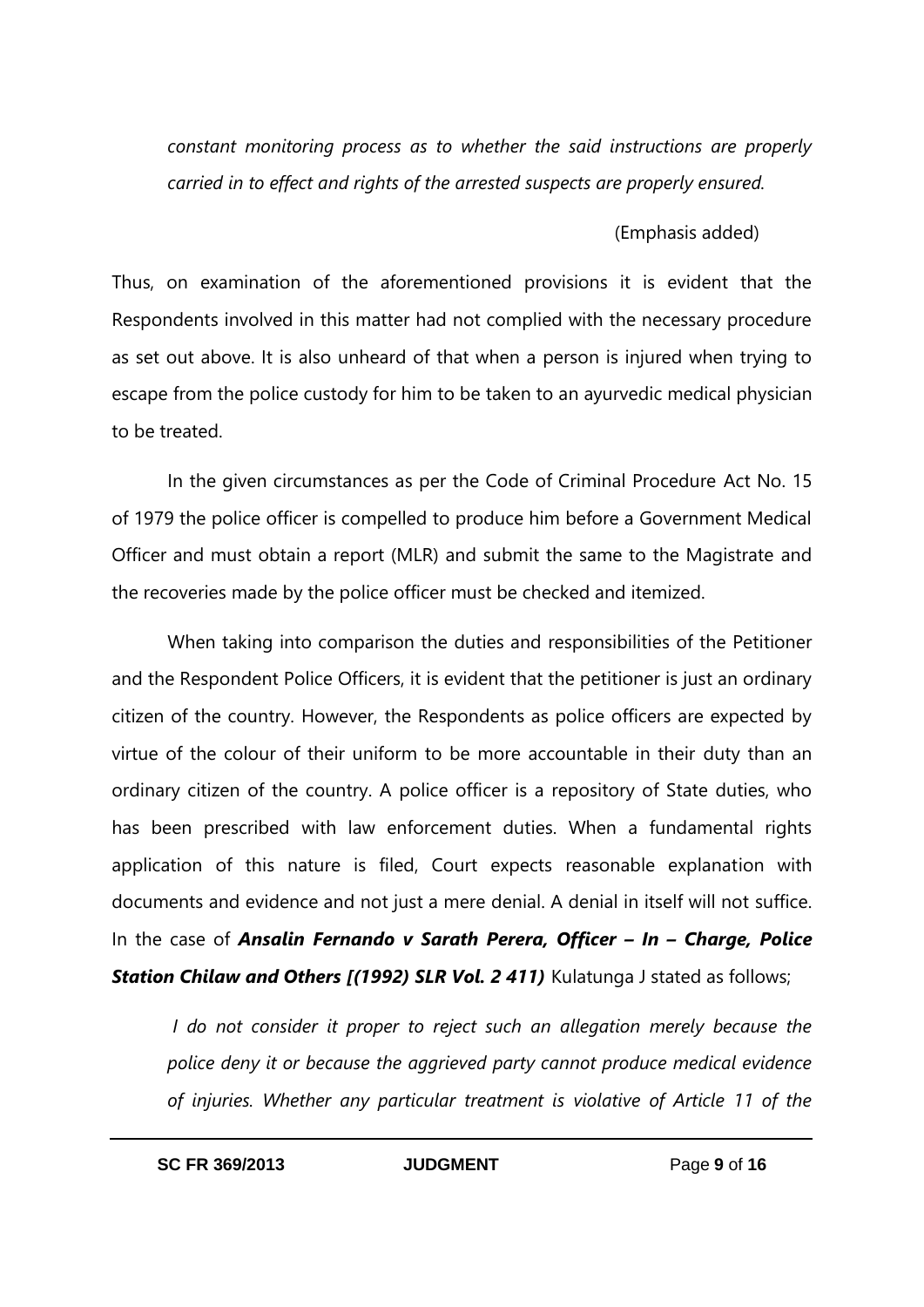*constant monitoring process as to whether the said instructions are properly carried in to effect and rights of the arrested suspects are properly ensured.*

(Emphasis added)

Thus, on examination of the aforementioned provisions it is evident that the Respondents involved in this matter had not complied with the necessary procedure as set out above. It is also unheard of that when a person is injured when trying to escape from the police custody for him to be taken to an ayurvedic medical physician to be treated.

In the given circumstances as per the Code of Criminal Procedure Act No. 15 of 1979 the police officer is compelled to produce him before a Government Medical Officer and must obtain a report (MLR) and submit the same to the Magistrate and the recoveries made by the police officer must be checked and itemized.

When taking into comparison the duties and responsibilities of the Petitioner and the Respondent Police Officers, it is evident that the petitioner is just an ordinary citizen of the country. However, the Respondents as police officers are expected by virtue of the colour of their uniform to be more accountable in their duty than an ordinary citizen of the country. A police officer is a repository of State duties, who has been prescribed with law enforcement duties. When a fundamental rights application of this nature is filed, Court expects reasonable explanation with documents and evidence and not just a mere denial. A denial in itself will not suffice. In the case of ***Ansalin Fernando v Sarath Perera, Officer – In – Charge, Police Station Chilaw and Others [(1992) SLR Vol. 2 411)*** Kulatunga J stated as follows;

*I do not consider it proper to reject such an allegation merely because the police deny it or because the aggrieved party cannot produce medical evidence of injuries. Whether any particular treatment is violative of Article 11 of the*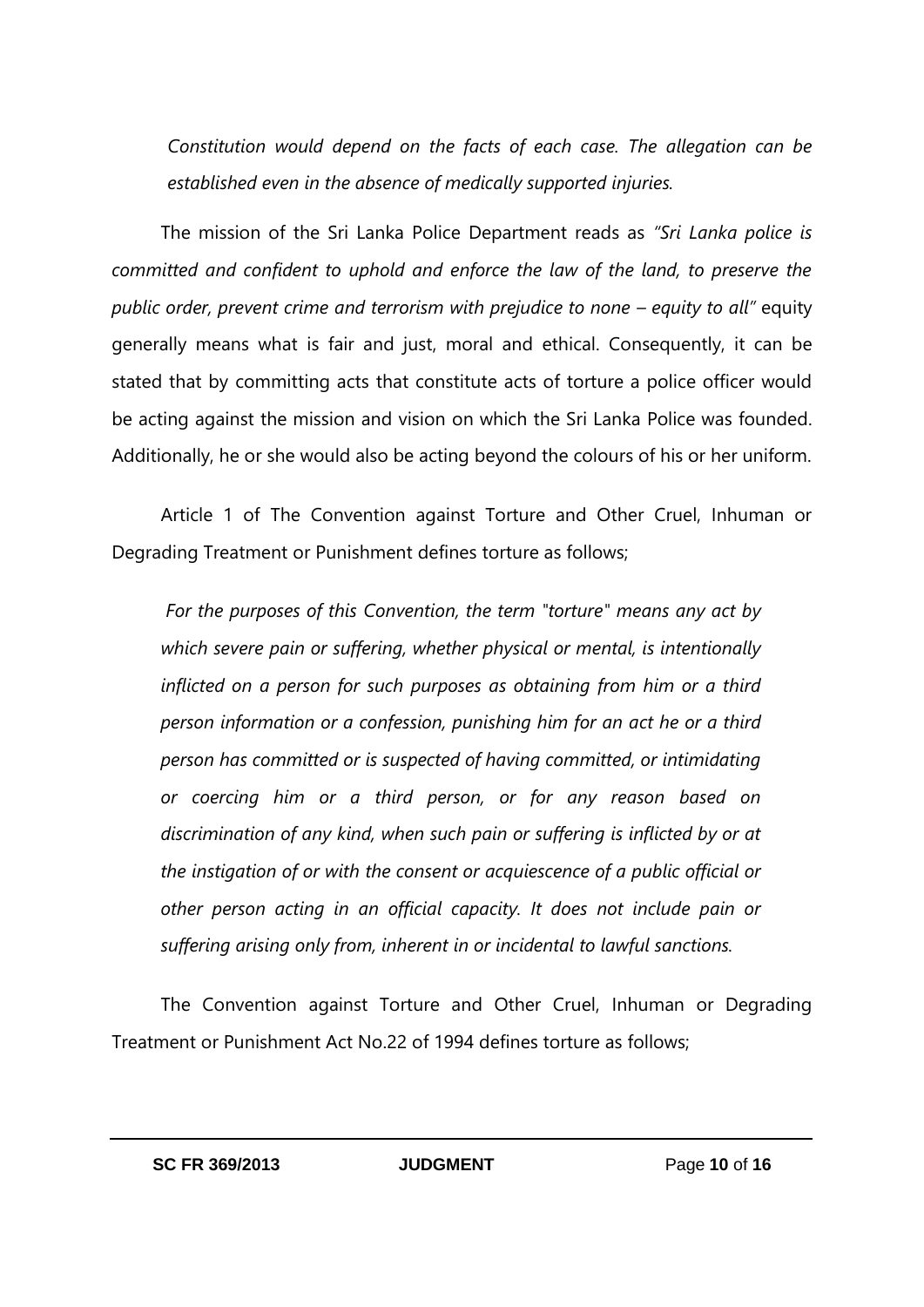*Constitution would depend on the facts of each case. The allegation can be established even in the absence of medically supported injuries.*

The mission of the Sri Lanka Police Department reads as *"Sri Lanka police is committed and confident to uphold and enforce the law of the land, to preserve the public order, prevent crime and terrorism with prejudice to none – equity to all"* equity generally means what is fair and just, moral and ethical. Consequently, it can be stated that by committing acts that constitute acts of torture a police officer would be acting against the mission and vision on which the Sri Lanka Police was founded. Additionally, he or she would also be acting beyond the colours of his or her uniform.

Article 1 of The Convention against Torture and Other Cruel, Inhuman or Degrading Treatment or Punishment defines torture as follows;

> *For the purposes of this Convention, the term "torture" means any act by which severe pain or suffering, whether physical or mental, is intentionally inflicted on a person for such purposes as obtaining from him or a third person information or a confession, punishing him for an act he or a third person has committed or is suspected of having committed, or intimidating or coercing him or a third person, or for any reason based on discrimination of any kind, when such pain or suffering is inflicted by or at the instigation of or with the consent or acquiescence of a public official or other person acting in an official capacity. It does not include pain or suffering arising only from, inherent in or incidental to lawful sanctions.*

The Convention against Torture and Other Cruel, Inhuman or Degrading Treatment or Punishment Act No.22 of 1994 defines torture as follows;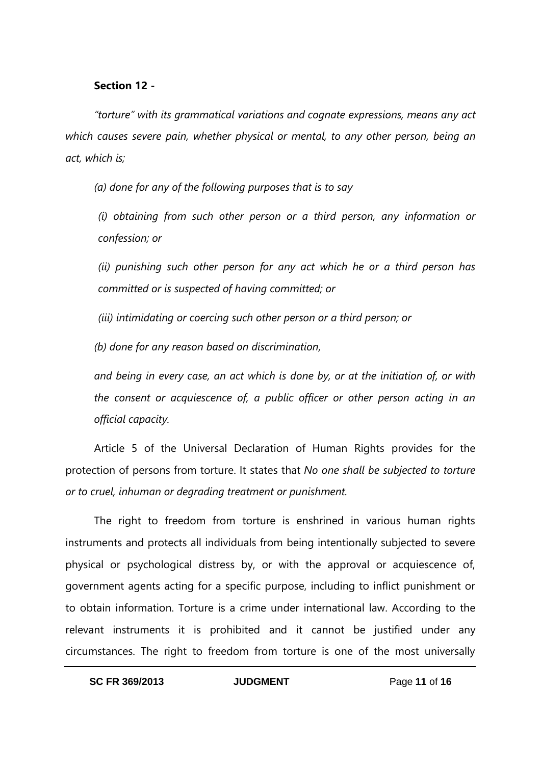**Section 12 -**

*"torture" with its grammatical variations and cognate expressions, means any act which causes severe pain, whether physical or mental, to any other person, being an act, which is;*

*(a) done for any of the following purposes that is to say*

*(i) obtaining from such other person or a third person, any information or confession; or*

*(ii) punishing such other person for any act which he or a third person has committed or is suspected of having committed; or*

*(iii) intimidating or coercing such other person or a third person; or*

*(b) done for any reason based on discrimination,*

*and being in every case, an act which is done by, or at the initiation of, or with the consent or acquiescence of, a public officer or other person acting in an official capacity.*

Article 5 of the Universal Declaration of Human Rights provides for the protection of persons from torture. It states that *No one shall be subjected to torture or to cruel, inhuman or degrading treatment or punishment.*

The right to freedom from torture is enshrined in various human rights instruments and protects all individuals from being intentionally subjected to severe physical or psychological distress by, or with the approval or acquiescence of, government agents acting for a specific purpose, including to inflict punishment or to obtain information. Torture is a crime under international law. According to the relevant instruments it is prohibited and it cannot be justified under any circumstances. The right to freedom from torture is one of the most universally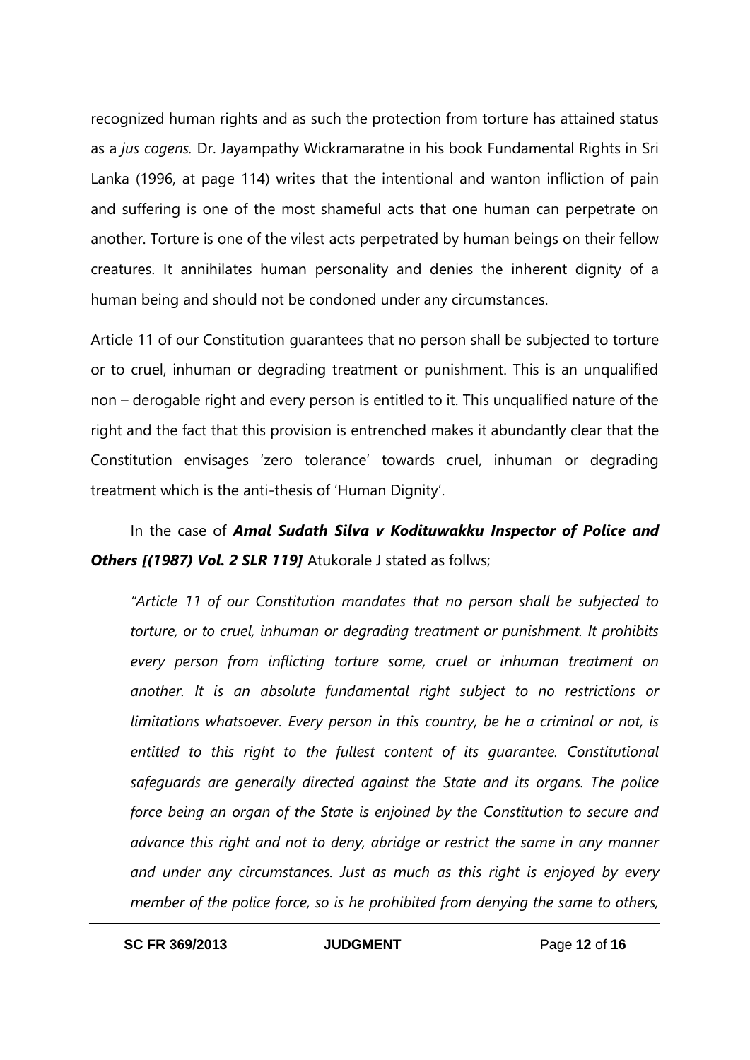recognized human rights and as such the protection from torture has attained status as a *jus cogens*. Dr. Jayampathy Wickramaratne in his book Fundamental Rights in Sri Lanka (1996, at page 114) writes that the intentional and wanton infliction of pain and suffering is one of the most shameful acts that one human can perpetrate on another. Torture is one of the vilest acts perpetrated by human beings on their fellow creatures. It annihilates human personality and denies the inherent dignity of a human being and should not be condoned under any circumstances.

Article 11 of our Constitution guarantees that no person shall be subjected to torture or to cruel, inhuman or degrading treatment or punishment. This is an unqualified non – derogable right and every person is entitled to it. This unqualified nature of the right and the fact that this provision is entrenched makes it abundantly clear that the Constitution envisages 'zero tolerance' towards cruel, inhuman or degrading treatment which is the anti-thesis of 'Human Dignity'.

In the case of ***Amal Sudath Silva v Kodituwakku Inspector of Police and Others [(1987) Vol. 2 SLR 119]*** Atukorale J stated as follws;

*"Article 11 of our Constitution mandates that no person shall be subjected to torture, or to cruel, inhuman or degrading treatment or punishment. It prohibits every person from inflicting torture some, cruel or inhuman treatment on another. It is an absolute fundamental right subject to no restrictions or limitations whatsoever. Every person in this country, be he a criminal or not, is entitled to this right to the fullest content of its guarantee. Constitutional safeguards are generally directed against the State and its organs. The police force being an organ of the State is enjoined by the Constitution to secure and advance this right and not to deny, abridge or restrict the same in any manner and under any circumstances. Just as much as this right is enjoyed by every member of the police force, so is he prohibited from denying the same to others,*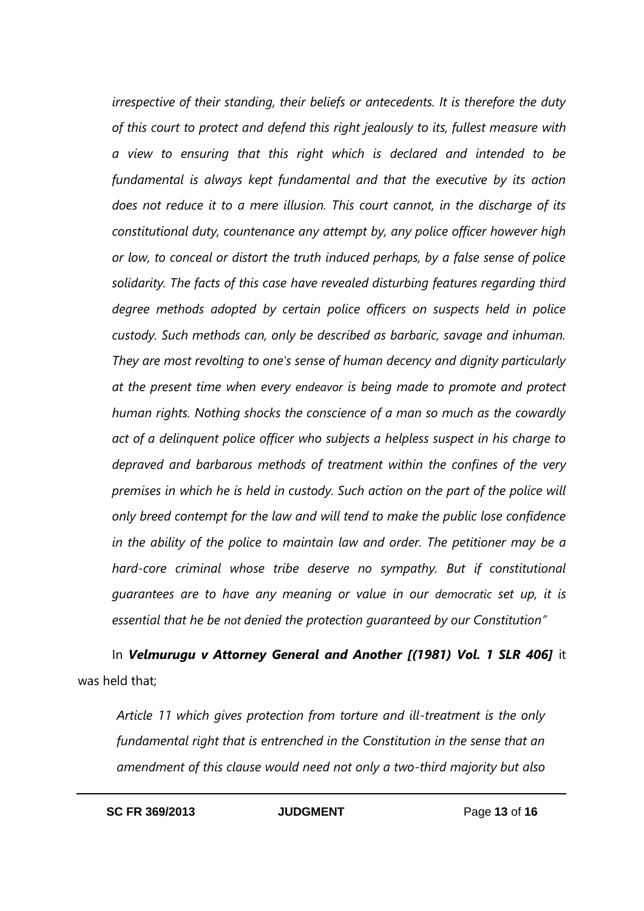*irrespective of their standing, their beliefs or antecedents. It is therefore the duty of this court to protect and defend this right jealously to its, fullest measure with a view to ensuring that this right which is declared and intended to be fundamental is always kept fundamental and that the executive by its action does not reduce it to a mere illusion. This court cannot, in the discharge of its constitutional duty, countenance any attempt by, any police officer however high or low, to conceal or distort the truth induced perhaps, by a false sense of police solidarity. The facts of this case have revealed disturbing features regarding third degree methods adopted by certain police officers on suspects held in police custody. Such methods can, only be described as barbaric, savage and inhuman. They are most revolting to one's sense of human decency and dignity particularly at the present time when every endeavor is being made to promote and protect human rights. Nothing shocks the conscience of a man so much as the cowardly act of a delinquent police officer who subjects a helpless suspect in his charge to depraved and barbarous methods of treatment within the confines of the very premises in which he is held in custody. Such action on the part of the police will only breed contempt for the law and will tend to make the public lose confidence in the ability of the police to maintain law and order. The petitioner may be a hard-core criminal whose tribe deserve no sympathy. But if constitutional guarantees are to have any meaning or value in our democratic set up, it is essential that he be not denied the protection guaranteed by our Constitution"*

In ***Velmurugu v Attorney General and Another [(1981) Vol. 1 SLR 406]*** it was held that;

*Article 11 which gives protection from torture and ill-treatment is the only fundamental right that is entrenched in the Constitution in the sense that an amendment of this clause would need not only a two-third majority but also*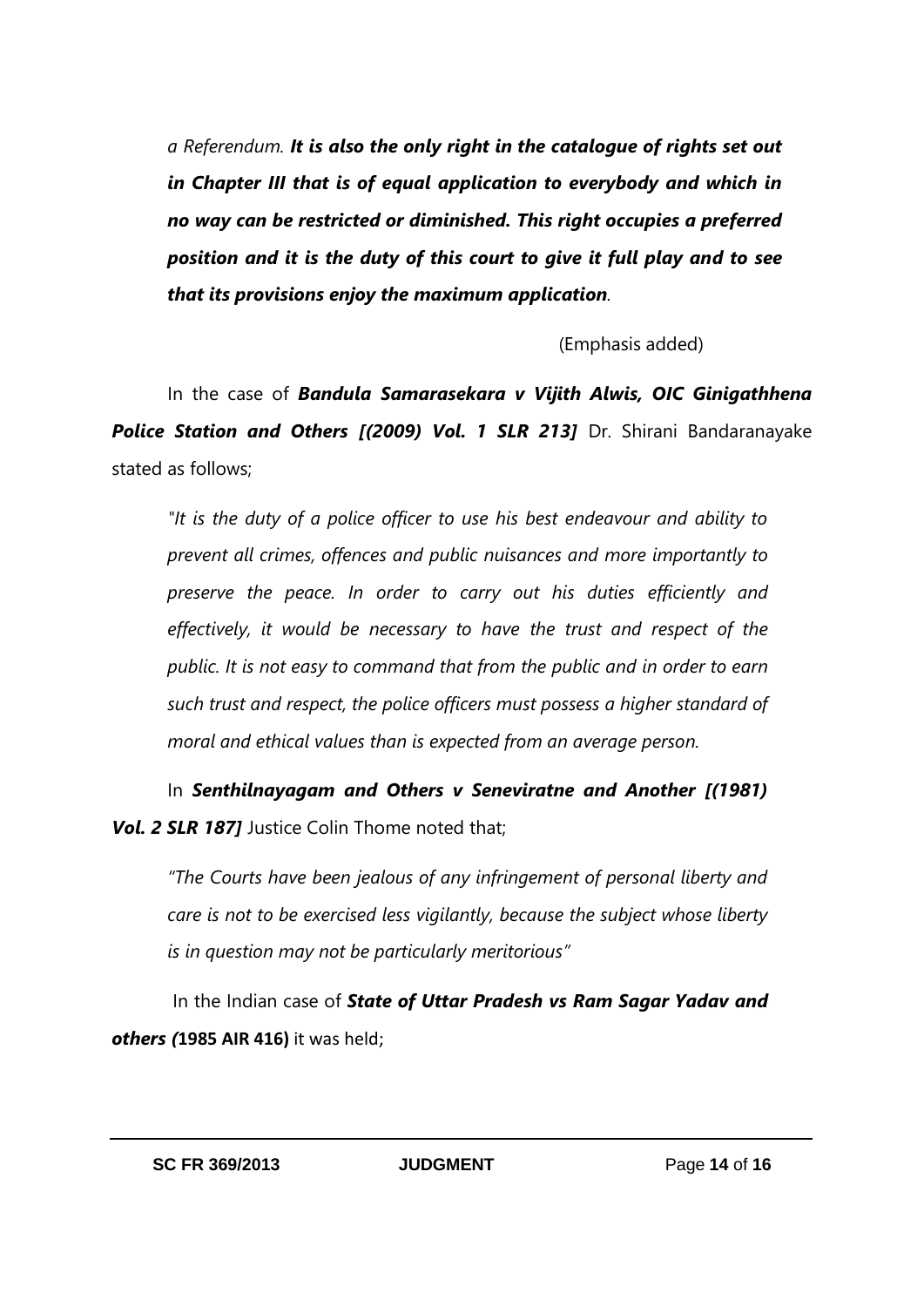*a Referendum. **It is also the only right in the catalogue of rights set out in Chapter III that is of equal application to everybody and which in no way can be restricted or diminished. This right occupies a preferred position and it is the duty of this court to give it full play and to see that its provisions enjoy the maximum application**.*

(Emphasis added)

In the case of ***Bandula Samarasekara v Vijith Alwis, OIC Ginigathhena Police Station and Others [(2009) Vol. 1 SLR 213]*** Dr. Shirani Bandaranayake stated as follows;

*"It is the duty of a police officer to use his best endeavour and ability to prevent all crimes, offences and public nuisances and more importantly to preserve the peace. In order to carry out his duties efficiently and effectively, it would be necessary to have the trust and respect of the public. It is not easy to command that from the public and in order to earn such trust and respect, the police officers must possess a higher standard of moral and ethical values than is expected from an average person.*

In ***Senthilnayagam and Others v Seneviratne and Another [(1981) Vol. 2 SLR 187]*** Justice Colin Thome noted that;

*"The Courts have been jealous of any infringement of personal liberty and care is not to be exercised less vigilantly, because the subject whose liberty is in question may not be particularly meritorious"*

In the Indian case of ***State of Uttar Pradesh vs Ram Sagar Yadav and others (*****1985 AIR 416)** it was held;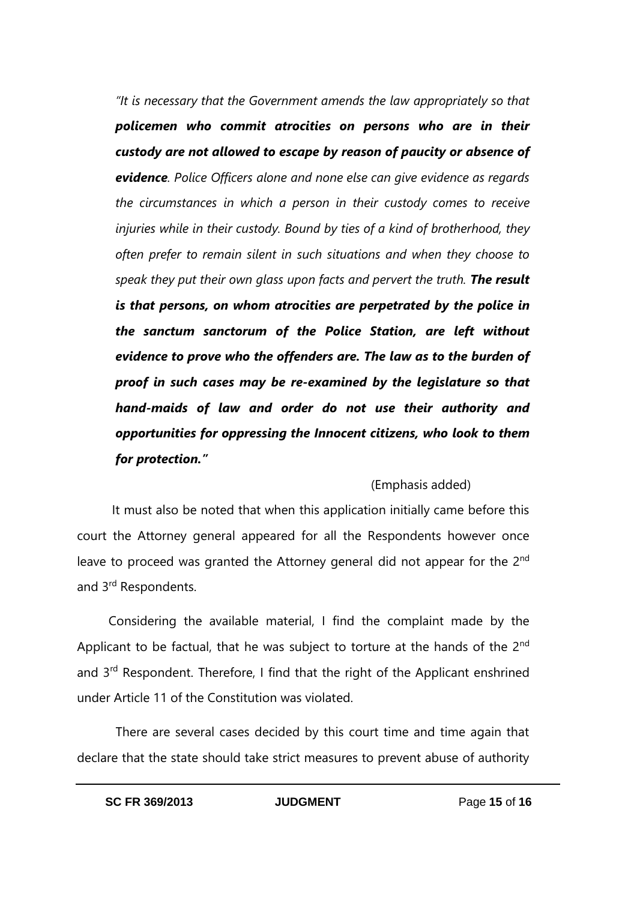*"It is necessary that the Government amends the law appropriately so that* ***policemen who commit atrocities on persons who are in their custody are not allowed to escape by reason of paucity or absence of evidence****. Police Officers alone and none else can give evidence as regards the circumstances in which a person in their custody comes to receive injuries while in their custody. Bound by ties of a kind of brotherhood, they often prefer to remain silent in such situations and when they choose to speak they put their own glass upon facts and pervert the truth.* ***The result is that persons, on whom atrocities are perpetrated by the police in the sanctum sanctorum of the Police Station, are left without evidence to prove who the offenders are. The law as to the burden of proof in such cases may be re-examined by the legislature so that hand-maids of law and order do not use their authority and opportunities for oppressing the Innocent citizens, who look to them for protection."***

(Emphasis added)

It must also be noted that when this application initially came before this court the Attorney general appeared for all the Respondents however once leave to proceed was granted the Attorney general did not appear for the 2nd and 3rd Respondents.

Considering the available material, I find the complaint made by the Applicant to be factual, that he was subject to torture at the hands of the 2nd and 3rd Respondent. Therefore, I find that the right of the Applicant enshrined under Article 11 of the Constitution was violated.

There are several cases decided by this court time and time again that declare that the state should take strict measures to prevent abuse of authority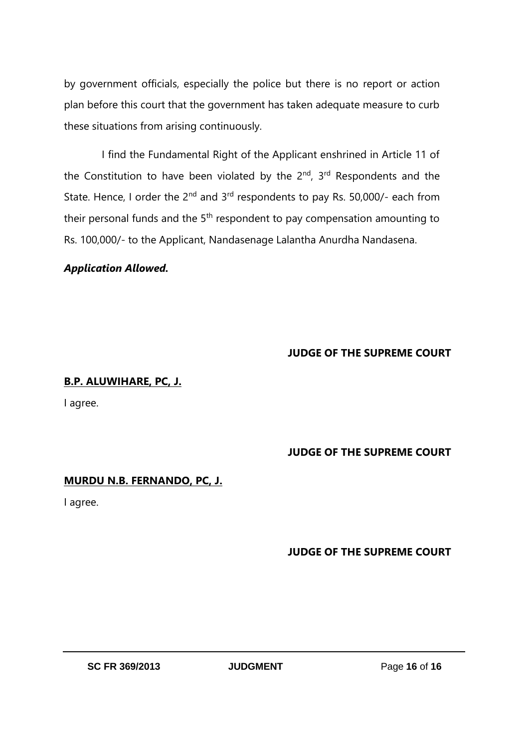by government officials, especially the police but there is no report or action plan before this court that the government has taken adequate measure to curb these situations from arising continuously.

I find the Fundamental Right of the Applicant enshrined in Article 11 of the Constitution to have been violated by the 2nd, 3rd Respondents and the State. Hence, I order the 2nd and 3rd respondents to pay Rs. 50,000/- each from their personal funds and the 5th respondent to pay compensation amounting to Rs. 100,000/- to the Applicant, Nandasenage Lalantha Anurdha Nandasena.

***Application Allowed.***

**JUDGE OF THE SUPREME COURT**

**B.P. ALUWIHARE, PC, J.**

I agree.

**JUDGE OF THE SUPREME COURT**

**MURDU N.B. FERNANDO, PC, J.**

I agree.

**JUDGE OF THE SUPREME COURT**